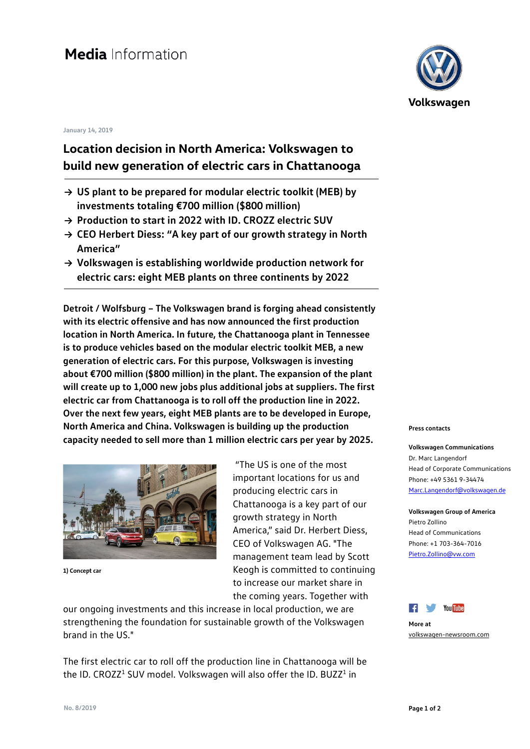# Media Information

Volkswagen

January 14, 2019

## Location decision in North America: Volkswagen to build new generation of electric cars in Chattanooga

- → **US plant to be prepared for modular electric toolkit (MEB) by investments totaling €700 million ($800 million)**
- → **Production to start in 2022 with ID. CROZZ electric SUV**
- → **CEO Herbert Diess: "A key part of our growth strategy in North America"**
- → **Volkswagen is establishing worldwide production network for electric cars: eight MEB plants on three continents by 2022**

**Detroit / Wolfsburg – The Volkswagen brand is forging ahead consistently with its electric offensive and has now announced the first production location in North America. In future, the Chattanooga plant in Tennessee is to produce vehicles based on the modular electric toolkit MEB, a new generation of electric cars. For this purpose, Volkswagen is investing about €700 million ($800 million) in the plant. The expansion of the plant will create up to 1,000 new jobs plus additional jobs at suppliers. The first electric car from Chattanooga is to roll off the production line in 2022. Over the next few years, eight MEB plants are to be developed in Europe, North America and China. Volkswagen is building up the production capacity needed to sell more than 1 million electric cars per year by 2025.**

**1) Concept car**

"The US is one of the most important locations for us and producing electric cars in Chattanooga is a key part of our growth strategy in North America," said Dr. Herbert Diess, CEO of Volkswagen AG. "The management team lead by Scott Keogh is committed to continuing to increase our market share in the coming years. Together with our ongoing investments and this increase in local production, we are strengthening the foundation for sustainable growth of the Volkswagen brand in the US."

The first electric car to roll off the production line in Chattanooga will be the ID. CROZZ[1] SUV model. Volkswagen will also offer the ID. BUZZ[1] in

**Press contacts**

**Volkswagen Communications**
Dr. Marc Langendorf
Head of Corporate Communications
Phone: +49 5361 9-34474
Marc.Langendorf@volkswagen.de

**Volkswagen Group of America**
Pietro Zollino
Head of Communications
Phone: +1 703-364-7016
Pietro.Zollino@vw.com

**More at**
volkswagen-newsroom.com

No. 8/2019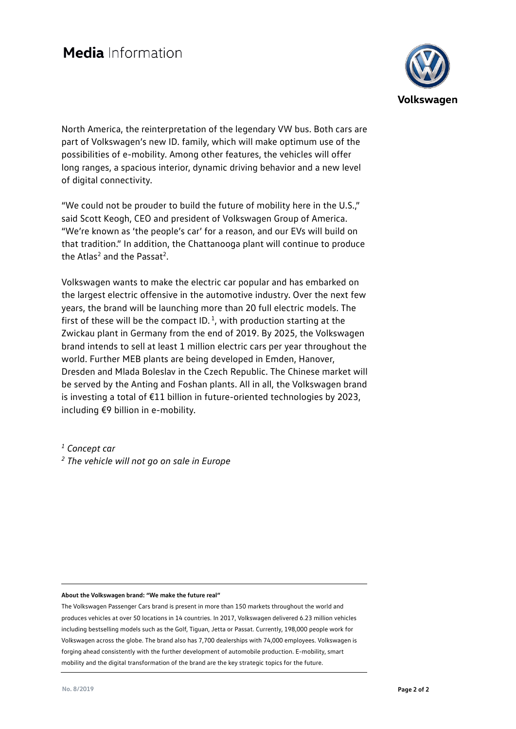North America, the reinterpretation of the legendary VW bus. Both cars are part of Volkswagen's new ID. family, which will make optimum use of the possibilities of e-mobility. Among other features, the vehicles will offer long ranges, a spacious interior, dynamic driving behavior and a new level of digital connectivity.

"We could not be prouder to build the future of mobility here in the U.S.," said Scott Keogh, CEO and president of Volkswagen Group of America. "We're known as 'the people's car' for a reason, and our EVs will build on that tradition." In addition, the Chattanooga plant will continue to produce the Atlas[2] and the Passat[2].

Volkswagen wants to make the electric car popular and has embarked on the largest electric offensive in the automotive industry. Over the next few years, the brand will be launching more than 20 full electric models. The first of these will be the compact ID.[1], with production starting at the Zwickau plant in Germany from the end of 2019. By 2025, the Volkswagen brand intends to sell at least 1 million electric cars per year throughout the world. Further MEB plants are being developed in Emden, Hanover, Dresden and Mlada Boleslav in the Czech Republic. The Chinese market will be served by the Anting and Foshan plants. All in all, the Volkswagen brand is investing a total of €11 billion in future-oriented technologies by 2023, including €9 billion in e-mobility.

[1] *Concept car*
[2] *The vehicle will not go on sale in Europe*

---

**About the Volkswagen brand: "We make the future real"**

The Volkswagen Passenger Cars brand is present in more than 150 markets throughout the world and produces vehicles at over 50 locations in 14 countries. In 2017, Volkswagen delivered 6.23 million vehicles including bestselling models such as the Golf, Tiguan, Jetta or Passat. Currently, 198,000 people work for Volkswagen across the globe. The brand also has 7,700 dealerships with 74,000 employees. Volkswagen is forging ahead consistently with the further development of automobile production. E-mobility, smart mobility and the digital transformation of the brand are the key strategic topics for the future.